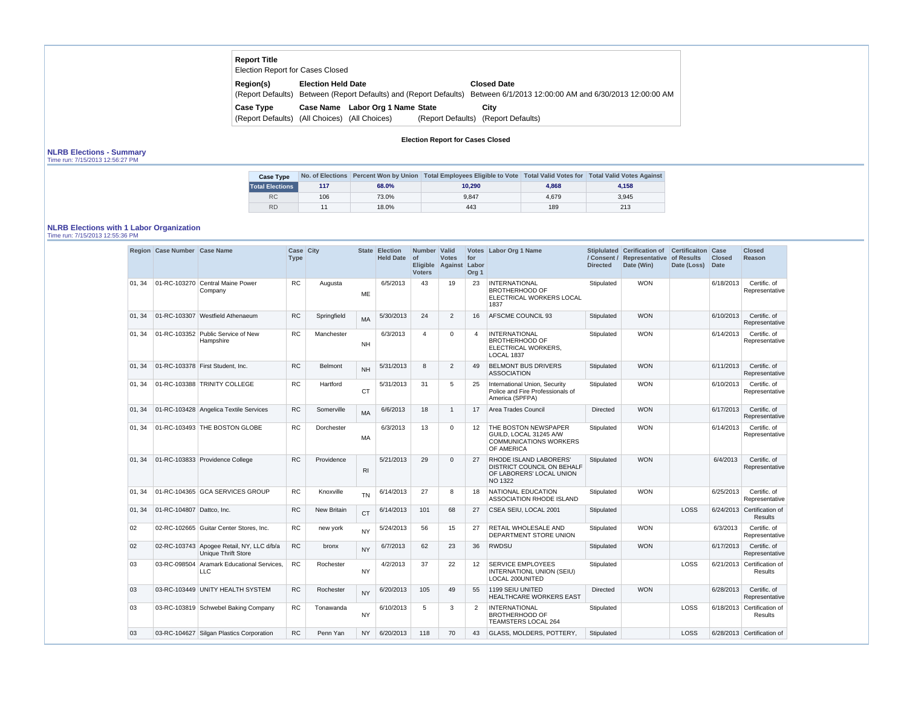**Report Title**
Election Report for Cases Closed

| **Region(s)** | **Election Held Date** | **Closed Date** |
|---|---|---|
| (Report Defaults) | Between (Report Defaults) and (Report Defaults) | Between 6/1/2013 12:00:00 AM and 6/30/2013 12:00:00 AM |

| **Case Type** | **Case Name** | **Labor Org 1 Name** | **State** | **City** |
|---|---|---|---|---|
| (Report Defaults) | (All Choices) | (All Choices) | (Report Defaults) | (Report Defaults) |

**Election Report for Cases Closed**

## NLRB Elections - Summary

Time run: 7/15/2013 12:56:27 PM

| Case Type | No. of Elections | Percent Won by Union | Total Employees Eligible to Vote | Total Valid Votes for | Total Valid Votes Against |
|---|---|---|---|---|---|
| **Total Elections** | **117** | **68.0%** | **10,290** | **4,868** | **4,158** |
| RC | 106 | 73.0% | 9,847 | 4,679 | 3,945 |
| RD | 11 | 18.0% | 443 | 189 | 213 |

## NLRB Elections with 1 Labor Organization

Time run: 7/15/2013 12:55:36 PM

| Region | Case Number | Case Name | Case Type | City | State | Election Held Date | Number of Eligible Voters | Valid Votes Against | Votes for Labor Org 1 | Labor Org 1 Name | Stiplulated / Consent / Directed | Cerification of Representative Date (Win) | Certificaiton of Results Date (Loss) | Case Closed Date | Closed Reason |
|---|---|---|---|---|---|---|---|---|---|---|---|---|---|---|---|
| 01, 34 | 01-RC-103270 | Central Maine Power Company | RC | Augusta | ME | 6/5/2013 | 43 | 19 | 23 | INTERNATIONAL BROTHERHOOD OF ELECTRICAL WORKERS LOCAL 1837 | Stipulated | WON | | 6/18/2013 | Certific. of Representative |
| 01, 34 | 01-RC-103307 | Westfield Athenaeum | RC | Springfield | MA | 5/30/2013 | 24 | 2 | 16 | AFSCME COUNCIL 93 | Stipulated | WON | | 6/10/2013 | Certific. of Representative |
| 01, 34 | 01-RC-103352 | Public Service of New Hampshire | RC | Manchester | NH | 6/3/2013 | 4 | 0 | 4 | INTERNATIONAL BROTHERHOOD OF ELECTRICAL WORKERS, LOCAL 1837 | Stipulated | WON | | 6/14/2013 | Certific. of Representative |
| 01, 34 | 01-RC-103378 | First Student, Inc. | RC | Belmont | NH | 5/31/2013 | 8 | 2 | 49 | BELMONT BUS DRIVERS ASSOCIATION | Stipulated | WON | | 6/11/2013 | Certific. of Representative |
| 01, 34 | 01-RC-103388 | TRINITY COLLEGE | RC | Hartford | CT | 5/31/2013 | 31 | 5 | 25 | International Union, Security Police and Fire Professionals of America (SPFPA) | Stipulated | WON | | 6/10/2013 | Certific. of Representative |
| 01, 34 | 01-RC-103428 | Angelica Textile Services | RC | Somerville | MA | 6/6/2013 | 18 | 1 | 17 | Area Trades Council | Directed | WON | | 6/17/2013 | Certific. of Representative |
| 01, 34 | 01-RC-103493 | THE BOSTON GLOBE | RC | Dorchester | MA | 6/3/2013 | 13 | 0 | 12 | THE BOSTON NEWSPAPER GUILD, LOCAL 31245 A/W COMMUNICATIONS WORKERS OF AMERICA | Stipulated | WON | | 6/14/2013 | Certific. of Representative |
| 01, 34 | 01-RC-103833 | Providence College | RC | Providence | RI | 5/21/2013 | 29 | 0 | 27 | RHODE ISLAND LABORERS' DISTRICT COUNCIL ON BEHALF OF LABORERS' LOCAL UNION NO 1322 | Stipulated | WON | | 6/4/2013 | Certific. of Representative |
| 01, 34 | 01-RC-104365 | GCA SERVICES GROUP | RC | Knoxville | TN | 6/14/2013 | 27 | 8 | 18 | NATIONAL EDUCATION ASSOCIATION RHODE ISLAND | Stipulated | WON | | 6/25/2013 | Certific. of Representative |
| 01, 34 | 01-RC-104807 | Dattco, Inc. | RC | New Britain | CT | 6/14/2013 | 101 | 68 | 27 | CSEA SEIU, LOCAL 2001 | Stipulated | | LOSS | 6/24/2013 | Certification of Results |
| 02 | 02-RC-102665 | Guitar Center Stores, Inc. | RC | new york | NY | 5/24/2013 | 56 | 15 | 27 | RETAIL WHOLESALE AND DEPARTMENT STORE UNION | Stipulated | WON | | 6/3/2013 | Certific. of Representative |
| 02 | 02-RC-103743 | Apogee Retail, NY, LLC d/b/a Unique Thrift Store | RC | bronx | NY | 6/7/2013 | 62 | 23 | 36 | RWDSU | Stipulated | WON | | 6/17/2013 | Certific. of Representative |
| 03 | 03-RC-098504 | Aramark Educational Services, LLC | RC | Rochester | NY | 4/2/2013 | 37 | 22 | 12 | SERVICE EMPLOYEES INTERNATIONL UNION (SEIU) LOCAL 200UNITED | Stipulated | | LOSS | 6/21/2013 | Certification of Results |
| 03 | 03-RC-103449 | UNITY HEALTH SYSTEM | RC | Rochester | NY | 6/20/2013 | 105 | 49 | 55 | 1199 SEIU UNITED HEALTHCARE WORKERS EAST | Directed | WON | | 6/28/2013 | Certific. of Representative |
| 03 | 03-RC-103819 | Schwebel Baking Company | RC | Tonawanda | NY | 6/10/2013 | 5 | 3 | 2 | INTERNATIONAL BROTHERHOOD OF TEAMSTERS LOCAL 264 | Stipulated | | LOSS | 6/18/2013 | Certification of Results |
| 03 | 03-RC-104627 | Silgan Plastics Corporation | RC | Penn Yan | NY | 6/20/2013 | 118 | 70 | 43 | GLASS, MOLDERS, POTTERY, | Stipulated | | LOSS | 6/28/2013 | Certification of |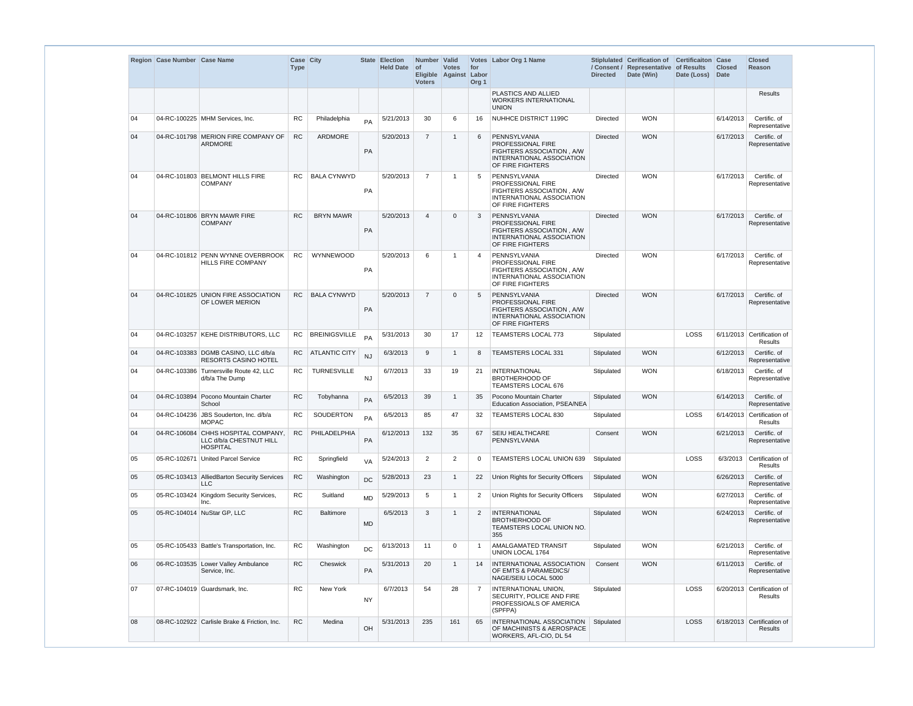| Region | Case Number | Case Name | Case Type | City | State | Election Held Date | Number of Eligible Voters | Valid Votes Against | Votes for Labor Org 1 | Labor Org 1 Name | Stiplulated / Consent / Directed | Cerification of Representative Date (Win) | Certificaiton of Results Date (Loss) | Case Closed Date | Closed Reason |
|---|---|---|---|---|---|---|---|---|---|---|---|---|---|---|---|
| | | | | | | | | | | PLASTICS AND ALLIED WORKERS INTERNATIONAL UNION | | | | | Results |
| 04 | 04-RC-100225 | MHM Services, Inc. | RC | Philadelphia | PA | 5/21/2013 | 30 | 6 | 16 | NUHHCE DISTRICT 1199C | Directed | WON | | 6/14/2013 | Certific. of Representative |
| 04 | 04-RC-101798 | MERION FIRE COMPANY OF ARDMORE | RC | ARDMORE | PA | 5/20/2013 | 7 | 1 | 6 | PENNSYLVANIA PROFESSIONAL FIRE FIGHTERS ASSOCIATION , A/W INTERNATIONAL ASSOCIATION OF FIRE FIGHTERS | Directed | WON | | 6/17/2013 | Certific. of Representative |
| 04 | 04-RC-101803 | BELMONT HILLS FIRE COMPANY | RC | BALA CYNWYD | PA | 5/20/2013 | 7 | 1 | 5 | PENNSYLVANIA PROFESSIONAL FIRE FIGHTERS ASSOCIATION , A/W INTERNATIONAL ASSOCIATION OF FIRE FIGHTERS | Directed | WON | | 6/17/2013 | Certific. of Representative |
| 04 | 04-RC-101806 | BRYN MAWR FIRE COMPANY | RC | BRYN MAWR | PA | 5/20/2013 | 4 | 0 | 3 | PENNSYLVANIA PROFESSIONAL FIRE FIGHTERS ASSOCIATION , A/W INTERNATIONAL ASSOCIATION OF FIRE FIGHTERS | Directed | WON | | 6/17/2013 | Certific. of Representative |
| 04 | 04-RC-101812 | PENN WYNNE OVERBROOK HILLS FIRE COMPANY | RC | WYNNEWOOD | PA | 5/20/2013 | 6 | 1 | 4 | PENNSYLVANIA PROFESSIONAL FIRE FIGHTERS ASSOCIATION , A/W INTERNATIONAL ASSOCIATION OF FIRE FIGHTERS | Directed | WON | | 6/17/2013 | Certific. of Representative |
| 04 | 04-RC-101825 | UNION FIRE ASSOCIATION OF LOWER MERION | RC | BALA CYNWYD | PA | 5/20/2013 | 7 | 0 | 5 | PENNSYLVANIA PROFESSIONAL FIRE FIGHTERS ASSOCIATION , A/W INTERNATIONAL ASSOCIATION OF FIRE FIGHTERS | Directed | WON | | 6/17/2013 | Certific. of Representative |
| 04 | 04-RC-103257 | KEHE DISTRIBUTORS, LLC | RC | BREINIGSVILLE | PA | 5/31/2013 | 30 | 17 | 12 | TEAMSTERS LOCAL 773 | Stipulated | | LOSS | 6/11/2013 | Certification of Results |
| 04 | 04-RC-103383 | DGMB CASINO, LLC d/b/a RESORTS CASINO HOTEL | RC | ATLANTIC CITY | NJ | 6/3/2013 | 9 | 1 | 8 | TEAMSTERS LOCAL 331 | Stipulated | WON | | 6/12/2013 | Certific. of Representative |
| 04 | 04-RC-103386 | Turnersville Route 42, LLC d/b/a The Dump | RC | TURNESVILLE | NJ | 6/7/2013 | 33 | 19 | 21 | INTERNATIONAL BROTHERHOOD OF TEAMSTERS LOCAL 676 | Stipulated | WON | | 6/18/2013 | Certific. of Representative |
| 04 | 04-RC-103894 | Pocono Mountain Charter School | RC | Tobyhanna | PA | 6/5/2013 | 39 | 1 | 35 | Pocono Mountain Charter Education Association, PSEA/NEA | Stipulated | WON | | 6/14/2013 | Certific. of Representative |
| 04 | 04-RC-104236 | JBS Souderton, Inc. d/b/a MOPAC | RC | SOUDERTON | PA | 6/5/2013 | 85 | 47 | 32 | TEAMSTERS LOCAL 830 | Stipulated | | LOSS | 6/14/2013 | Certification of Results |
| 04 | 04-RC-106084 | CHHS HOSPITAL COMPANY, LLC d/b/a CHESTNUT HILL HOSPITAL | RC | PHILADELPHIA | PA | 6/12/2013 | 132 | 35 | 67 | SEIU HEALTHCARE PENNSYLVANIA | Consent | WON | | 6/21/2013 | Certific. of Representative |
| 05 | 05-RC-102671 | United Parcel Service | RC | Springfield | VA | 5/24/2013 | 2 | 2 | 0 | TEAMSTERS LOCAL UNION 639 | Stipulated | | LOSS | 6/3/2013 | Certification of Results |
| 05 | 05-RC-103413 | AlliedBarton Security Services LLC | RC | Washington | DC | 5/28/2013 | 23 | 1 | 22 | Union Rights for Security Officers | Stipulated | WON | | 6/26/2013 | Certific. of Representative |
| 05 | 05-RC-103424 | Kingdom Security Services, Inc. | RC | Suitland | MD | 5/29/2013 | 5 | 1 | 2 | Union Rights for Security Officers | Stipulated | WON | | 6/27/2013 | Certific. of Representative |
| 05 | 05-RC-104014 | NuStar GP, LLC | RC | Baltimore | MD | 6/5/2013 | 3 | 1 | 2 | INTERNATIONAL BROTHERHOOD OF TEAMSTERS LOCAL UNION NO. 355 | Stipulated | WON | | 6/24/2013 | Certific. of Representative |
| 05 | 05-RC-105433 | Battle's Transportation, Inc. | RC | Washington | DC | 6/13/2013 | 11 | 0 | 1 | AMALGAMATED TRANSIT UNION LOCAL 1764 | Stipulated | WON | | 6/21/2013 | Certific. of Representative |
| 06 | 06-RC-103535 | Lower Valley Ambulance Service, Inc. | RC | Cheswick | PA | 5/31/2013 | 20 | 1 | 14 | INTERNATIONAL ASSOCIATION OF EMTS & PARAMEDICS/ NAGE/SEIU LOCAL 5000 | Consent | WON | | 6/11/2013 | Certific. of Representative |
| 07 | 07-RC-104019 | Guardsmark, Inc. | RC | New York | NY | 6/7/2013 | 54 | 28 | 7 | INTERNATIONAL UNION, SECURITY, POLICE AND FIRE PROFESSIOALS OF AMERICA (SPFPA) | Stipulated | | LOSS | 6/20/2013 | Certification of Results |
| 08 | 08-RC-102922 | Carlisle Brake & Friction, Inc. | RC | Medina | OH | 5/31/2013 | 235 | 161 | 65 | INTERNATIONAL ASSOCIATION OF MACHINISTS & AEROSPACE WORKERS, AFL-CIO, DL 54 | Stipulated | | LOSS | 6/18/2013 | Certification of Results |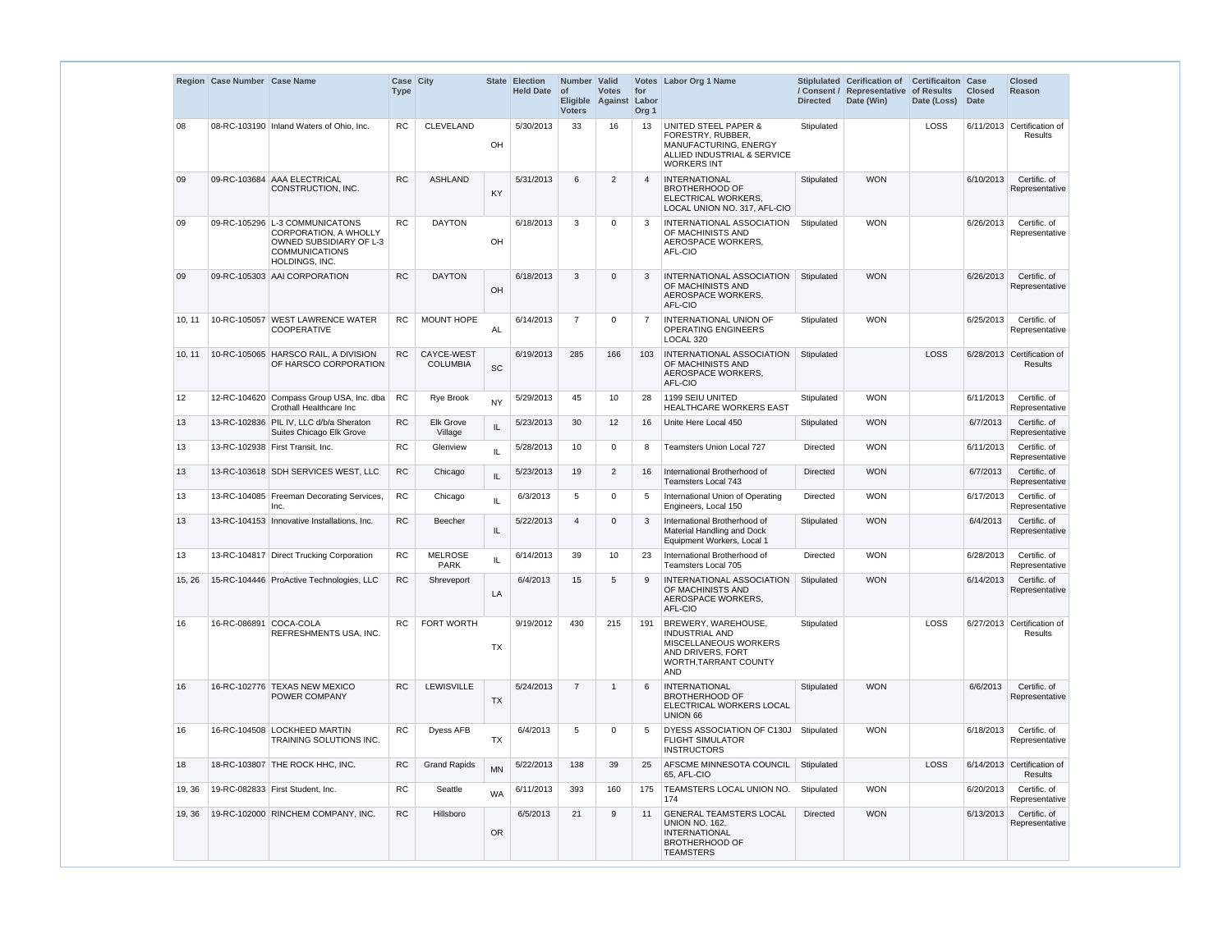| Region | Case Number | Case Name | Case Type | City | State | Election Held Date | Number of Eligible Voters | Valid Votes Against | Votes for Labor Org 1 | Labor Org 1 Name | Stiplulated / Consent / Directed | Cerification of Representative Date (Win) | Certificaiton of Results Date (Loss) | Case Closed Date | Closed Reason |
|---|---|---|---|---|---|---|---|---|---|---|---|---|---|---|---|
| 08 | 08-RC-103190 | Inland Waters of Ohio, Inc. | RC | CLEVELAND | OH | 5/30/2013 | 33 | 16 | 13 | UNITED STEEL PAPER & FORESTRY, RUBBER, MANUFACTURING, ENERGY ALLIED INDUSTRIAL & SERVICE WORKERS INT | Stipulated | | LOSS | 6/11/2013 | Certification of Results |
| 09 | 09-RC-103684 | AAA ELECTRICAL CONSTRUCTION, INC. | RC | ASHLAND | KY | 5/31/2013 | 6 | 2 | 4 | INTERNATIONAL BROTHERHOOD OF ELECTRICAL WORKERS, LOCAL UNION NO. 317, AFL-CIO | Stipulated | WON | | 6/10/2013 | Certific. of Representative |
| 09 | 09-RC-105296 | L-3 COMMUNICATONS CORPORATION, A WHOLLY OWNED SUBSIDIARY OF L-3 COMMUNICATIONS HOLDINGS, INC. | RC | DAYTON | OH | 6/18/2013 | 3 | 0 | 3 | INTERNATIONAL ASSOCIATION OF MACHINISTS AND AEROSPACE WORKERS, AFL-CIO | Stipulated | WON | | 6/26/2013 | Certific. of Representative |
| 09 | 09-RC-105303 | AAI CORPORATION | RC | DAYTON | OH | 6/18/2013 | 3 | 0 | 3 | INTERNATIONAL ASSOCIATION OF MACHINISTS AND AEROSPACE WORKERS, AFL-CIO | Stipulated | WON | | 6/26/2013 | Certific. of Representative |
| 10, 11 | 10-RC-105057 | WEST LAWRENCE WATER COOPERATIVE | RC | MOUNT HOPE | AL | 6/14/2013 | 7 | 0 | 7 | INTERNATIONAL UNION OF OPERATING ENGINEERS LOCAL 320 | Stipulated | WON | | 6/25/2013 | Certific. of Representative |
| 10, 11 | 10-RC-105065 | HARSCO RAIL, A DIVISION OF HARSCO CORPORATION | RC | CAYCE-WEST COLUMBIA | SC | 6/19/2013 | 285 | 166 | 103 | INTERNATIONAL ASSOCIATION OF MACHINISTS AND AEROSPACE WORKERS, AFL-CIO | Stipulated | | LOSS | 6/28/2013 | Certification of Results |
| 12 | 12-RC-104620 | Compass Group USA, Inc. dba Crothall Healthcare Inc | RC | Rye Brook | NY | 5/29/2013 | 45 | 10 | 28 | 1199 SEIU UNITED HEALTHCARE WORKERS EAST | Stipulated | WON | | 6/11/2013 | Certific. of Representative |
| 13 | 13-RC-102836 | PIL IV, LLC d/b/a Sheraton Suites Chicago Elk Grove | RC | Elk Grove Village | IL | 5/23/2013 | 30 | 12 | 16 | Unite Here Local 450 | Stipulated | WON | | 6/7/2013 | Certific. of Representative |
| 13 | 13-RC-102938 | First Transit, Inc. | RC | Glenview | IL | 5/28/2013 | 10 | 0 | 8 | Teamsters Union Local 727 | Directed | WON | | 6/11/2013 | Certific. of Representative |
| 13 | 13-RC-103618 | SDH SERVICES WEST, LLC | RC | Chicago | IL | 5/23/2013 | 19 | 2 | 16 | International Brotherhood of Teamsters Local 743 | Directed | WON | | 6/7/2013 | Certific. of Representative |
| 13 | 13-RC-104085 | Freeman Decorating Services, Inc. | RC | Chicago | IL | 6/3/2013 | 5 | 0 | 5 | International Union of Operating Engineers, Local 150 | Directed | WON | | 6/17/2013 | Certific. of Representative |
| 13 | 13-RC-104153 | Innovative Installations, Inc. | RC | Beecher | IL | 5/22/2013 | 4 | 0 | 3 | International Brotherhood of Material Handling and Dock Equipment Workers, Local 1 | Stipulated | WON | | 6/4/2013 | Certific. of Representative |
| 13 | 13-RC-104817 | Direct Trucking Corporation | RC | MELROSE PARK | IL | 6/14/2013 | 39 | 10 | 23 | International Brotherhood of Teamsters Local 705 | Directed | WON | | 6/28/2013 | Certific. of Representative |
| 15, 26 | 15-RC-104446 | ProActive Technologies, LLC | RC | Shreveport | LA | 6/4/2013 | 15 | 5 | 9 | INTERNATIONAL ASSOCIATION OF MACHINISTS AND AEROSPACE WORKERS, AFL-CIO | Stipulated | WON | | 6/14/2013 | Certific. of Representative |
| 16 | 16-RC-086891 | COCA-COLA REFRESHMENTS USA, INC. | RC | FORT WORTH | TX | 9/19/2012 | 430 | 215 | 191 | BREWERY, WAREHOUSE, INDUSTRIAL AND MISCELLANEOUS WORKERS AND DRIVERS, FORT WORTH,TARRANT COUNTY AND | Stipulated | | LOSS | 6/27/2013 | Certification of Results |
| 16 | 16-RC-102776 | TEXAS NEW MEXICO POWER COMPANY | RC | LEWISVILLE | TX | 5/24/2013 | 7 | 1 | 6 | INTERNATIONAL BROTHERHOOD OF ELECTRICAL WORKERS LOCAL UNION 66 | Stipulated | WON | | 6/6/2013 | Certific. of Representative |
| 16 | 16-RC-104508 | LOCKHEED MARTIN TRAINING SOLUTIONS INC. | RC | Dyess AFB | TX | 6/4/2013 | 5 | 0 | 5 | DYESS ASSOCIATION OF C130J FLIGHT SIMULATOR INSTRUCTORS | Stipulated | WON | | 6/18/2013 | Certific. of Representative |
| 18 | 18-RC-103807 | THE ROCK HHC, INC. | RC | Grand Rapids | MN | 5/22/2013 | 138 | 39 | 25 | AFSCME MINNESOTA COUNCIL 65, AFL-CIO | Stipulated | | LOSS | 6/14/2013 | Certification of Results |
| 19, 36 | 19-RC-082833 | First Student, Inc. | RC | Seattle | WA | 6/11/2013 | 393 | 160 | 175 | TEAMSTERS LOCAL UNION NO. 174 | Stipulated | WON | | 6/20/2013 | Certific. of Representative |
| 19, 36 | 19-RC-102000 | RINCHEM COMPANY, INC. | RC | Hillsboro | OR | 6/5/2013 | 21 | 9 | 11 | GENERAL TEAMSTERS LOCAL UNION NO. 162, INTERNATIONAL BROTHERHOOD OF TEAMSTERS | Directed | WON | | 6/13/2013 | Certific. of Representative |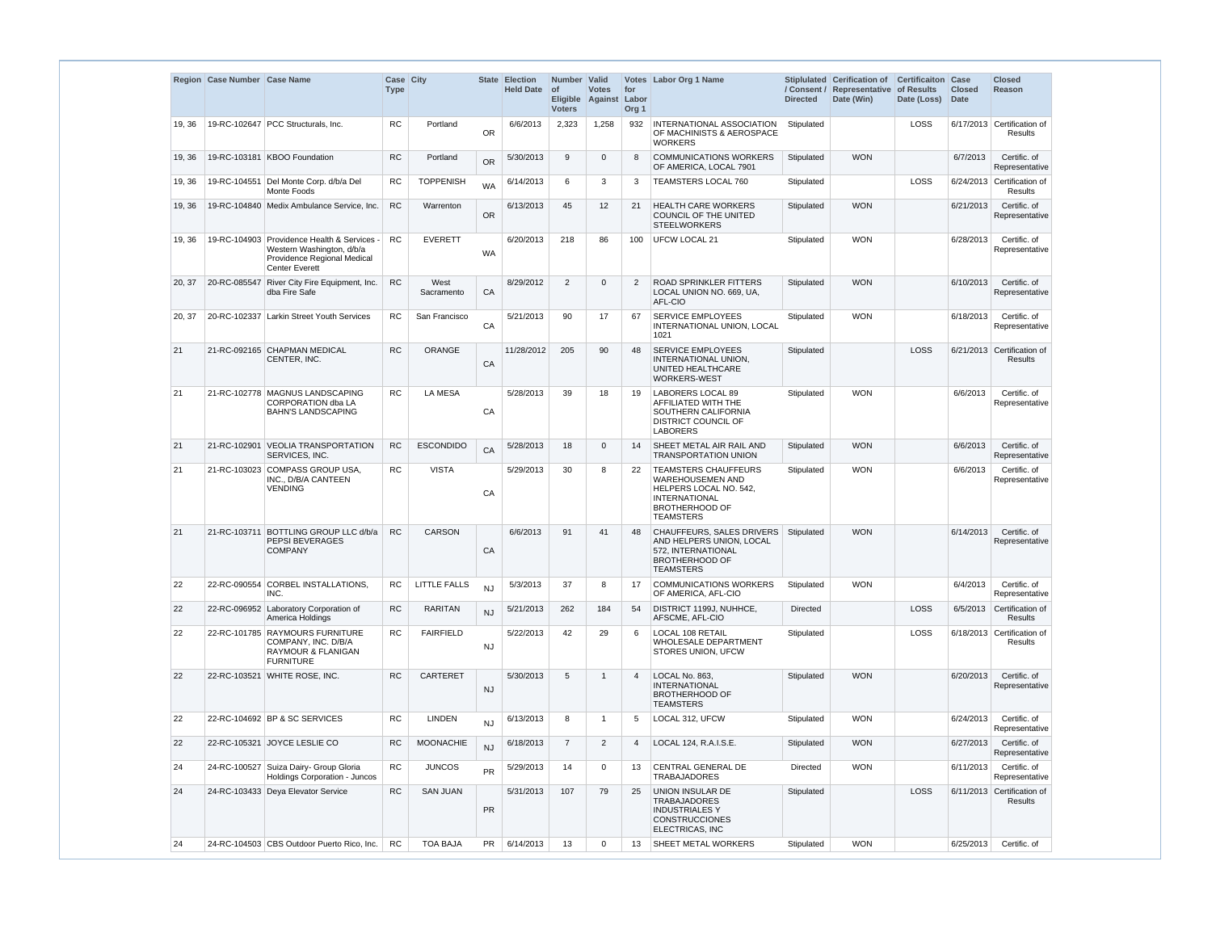| Region | Case Number | Case Name | Case Type | City | State | Election Held Date | Number of Eligible Voters | Valid Votes Against | Votes for Labor Org 1 | Labor Org 1 Name | Stiplulated / Consent / Directed | Cerification of Representative Date (Win) | Certificaiton of Results Date (Loss) | Case Closed Date | Closed Reason |
|---|---|---|---|---|---|---|---|---|---|---|---|---|---|---|---|
| 19, 36 | 19-RC-102647 | PCC Structurals, Inc. | RC | Portland | OR | 6/6/2013 | 2,323 | 1,258 | 932 | INTERNATIONAL ASSOCIATION OF MACHINISTS & AEROSPACE WORKERS | Stipulated | | LOSS | 6/17/2013 | Certification of Results |
| 19, 36 | 19-RC-103181 | KBOO Foundation | RC | Portland | OR | 5/30/2013 | 9 | 0 | 8 | COMMUNICATIONS WORKERS OF AMERICA, LOCAL 7901 | Stipulated | WON | | 6/7/2013 | Certific. of Representative |
| 19, 36 | 19-RC-104551 | Del Monte Corp. d/b/a Del Monte Foods | RC | TOPPENISH | WA | 6/14/2013 | 6 | 3 | 3 | TEAMSTERS LOCAL 760 | Stipulated | | LOSS | 6/24/2013 | Certification of Results |
| 19, 36 | 19-RC-104840 | Medix Ambulance Service, Inc. | RC | Warrenton | OR | 6/13/2013 | 45 | 12 | 21 | HEALTH CARE WORKERS COUNCIL OF THE UNITED STEELWORKERS | Stipulated | WON | | 6/21/2013 | Certific. of Representative |
| 19, 36 | 19-RC-104903 | Providence Health & Services - Western Washington, d/b/a Providence Regional Medical Center Everett | RC | EVERETT | WA | 6/20/2013 | 218 | 86 | 100 | UFCW LOCAL 21 | Stipulated | WON | | 6/28/2013 | Certific. of Representative |
| 20, 37 | 20-RC-085547 | River City Fire Equipment, Inc. dba Fire Safe | RC | West Sacramento | CA | 8/29/2012 | 2 | 0 | 2 | ROAD SPRINKLER FITTERS LOCAL UNION NO. 669, UA, AFL-CIO | Stipulated | WON | | 6/10/2013 | Certific. of Representative |
| 20, 37 | 20-RC-102337 | Larkin Street Youth Services | RC | San Francisco | CA | 5/21/2013 | 90 | 17 | 67 | SERVICE EMPLOYEES INTERNATIONAL UNION, LOCAL 1021 | Stipulated | WON | | 6/18/2013 | Certific. of Representative |
| 21 | 21-RC-092165 | CHAPMAN MEDICAL CENTER, INC. | RC | ORANGE | CA | 11/28/2012 | 205 | 90 | 48 | SERVICE EMPLOYEES INTERNATIONAL UNION, UNITED HEALTHCARE WORKERS-WEST | Stipulated | | LOSS | 6/21/2013 | Certification of Results |
| 21 | 21-RC-102778 | MAGNUS LANDSCAPING CORPORATION dba LA BAHN'S LANDSCAPING | RC | LA MESA | CA | 5/28/2013 | 39 | 18 | 19 | LABORERS LOCAL 89 AFFILIATED WITH THE SOUTHERN CALIFORNIA DISTRICT COUNCIL OF LABORERS | Stipulated | WON | | 6/6/2013 | Certific. of Representative |
| 21 | 21-RC-102901 | VEOLIA TRANSPORTATION SERVICES, INC. | RC | ESCONDIDO | CA | 5/28/2013 | 18 | 0 | 14 | SHEET METAL AIR RAIL AND TRANSPORTATION UNION | Stipulated | WON | | 6/6/2013 | Certific. of Representative |
| 21 | 21-RC-103023 | COMPASS GROUP USA, INC., D/B/A CANTEEN VENDING | RC | VISTA | CA | 5/29/2013 | 30 | 8 | 22 | TEAMSTERS CHAUFFEURS WAREHOUSEMEN AND HELPERS LOCAL NO. 542, INTERNATIONAL BROTHERHOOD OF TEAMSTERS | Stipulated | WON | | 6/6/2013 | Certific. of Representative |
| 21 | 21-RC-103711 | BOTTLING GROUP LLC d/b/a PEPSI BEVERAGES COMPANY | RC | CARSON | CA | 6/6/2013 | 91 | 41 | 48 | CHAUFFEURS, SALES DRIVERS AND HELPERS UNION, LOCAL 572, INTERNATIONAL BROTHERHOOD OF TEAMSTERS | Stipulated | WON | | 6/14/2013 | Certific. of Representative |
| 22 | 22-RC-090554 | CORBEL INSTALLATIONS, INC. | RC | LITTLE FALLS | NJ | 5/3/2013 | 37 | 8 | 17 | COMMUNICATIONS WORKERS OF AMERICA, AFL-CIO | Stipulated | WON | | 6/4/2013 | Certific. of Representative |
| 22 | 22-RC-096952 | Laboratory Corporation of America Holdings | RC | RARITAN | NJ | 5/21/2013 | 262 | 184 | 54 | DISTRICT 1199J, NUHHCE, AFSCME, AFL-CIO | Directed | | LOSS | 6/5/2013 | Certification of Results |
| 22 | 22-RC-101785 | RAYMOURS FURNITURE COMPANY, INC. D/B/A RAYMOUR & FLANIGAN FURNITURE | RC | FAIRFIELD | NJ | 5/22/2013 | 42 | 29 | 6 | LOCAL 108 RETAIL WHOLESALE DEPARTMENT STORES UNION, UFCW | Stipulated | | LOSS | 6/18/2013 | Certification of Results |
| 22 | 22-RC-103521 | WHITE ROSE, INC. | RC | CARTERET | NJ | 5/30/2013 | 5 | 1 | 4 | LOCAL No. 863, INTERNATIONAL BROTHERHOOD OF TEAMSTERS | Stipulated | WON | | 6/20/2013 | Certific. of Representative |
| 22 | 22-RC-104692 | BP & SC SERVICES | RC | LINDEN | NJ | 6/13/2013 | 8 | 1 | 5 | LOCAL 312, UFCW | Stipulated | WON | | 6/24/2013 | Certific. of Representative |
| 22 | 22-RC-105321 | JOYCE LESLIE CO | RC | MOONACHIE | NJ | 6/18/2013 | 7 | 2 | 4 | LOCAL 124, R.A.I.S.E. | Stipulated | WON | | 6/27/2013 | Certific. of Representative |
| 24 | 24-RC-100527 | Suiza Dairy- Group Gloria Holdings Corporation - Juncos | RC | JUNCOS | PR | 5/29/2013 | 14 | 0 | 13 | CENTRAL GENERAL DE TRABAJADORES | Directed | WON | | 6/11/2013 | Certific. of Representative |
| 24 | 24-RC-103433 | Deya Elevator Service | RC | SAN JUAN | PR | 5/31/2013 | 107 | 79 | 25 | UNION INSULAR DE TRABAJADORES INDUSTRIALES Y CONSTRUCCIONES ELECTRICAS, INC | Stipulated | | LOSS | 6/11/2013 | Certification of Results |
| 24 | 24-RC-104503 | CBS Outdoor Puerto Rico, Inc. | RC | TOA BAJA | PR | 6/14/2013 | 13 | 0 | 13 | SHEET METAL WORKERS | Stipulated | WON | | 6/25/2013 | Certific. of |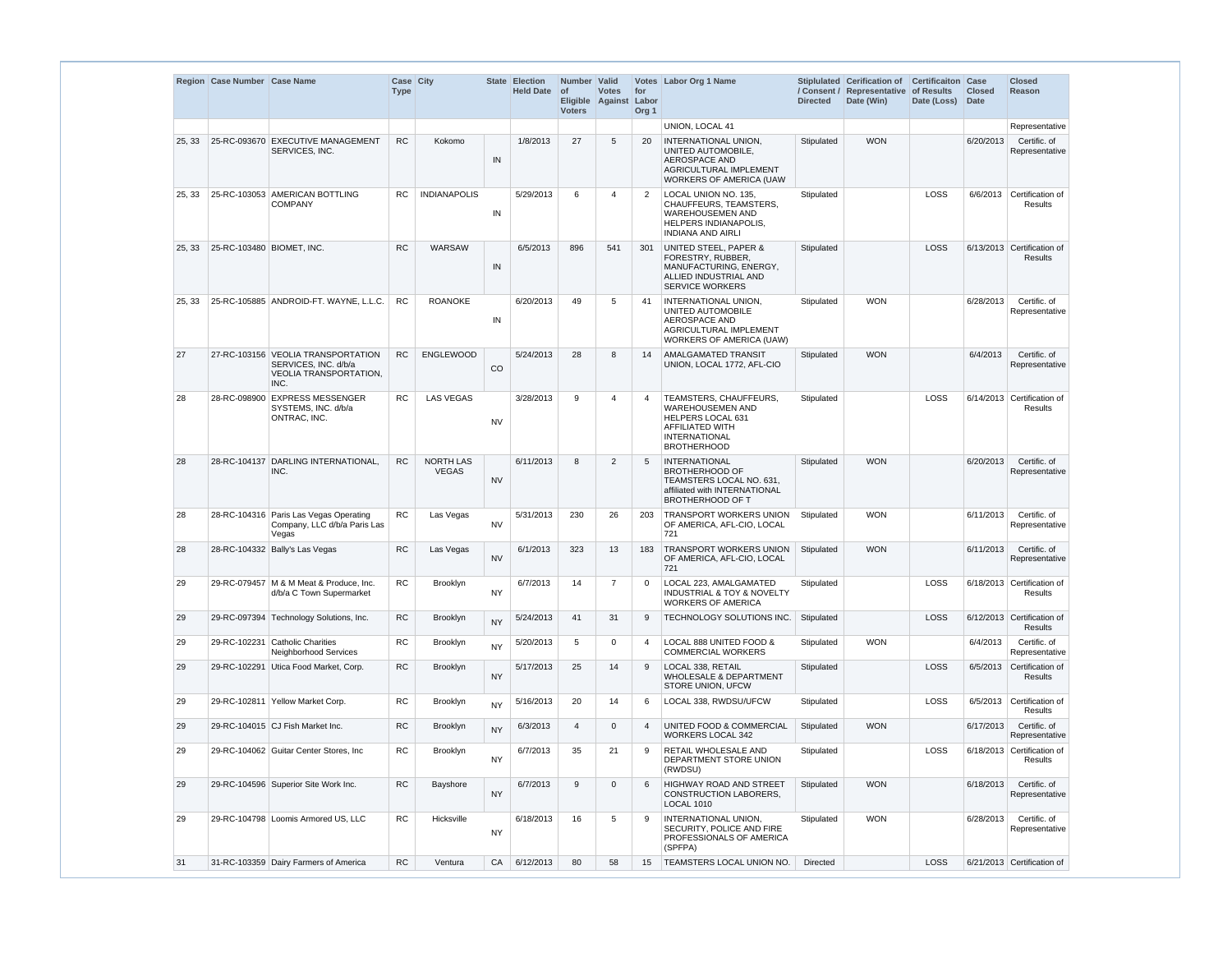| Region | Case Number | Case Name | Case Type | City | State | Election Held Date | Number of Eligible Voters | Valid Votes Against | Votes for Labor Org 1 | Labor Org 1 Name | Stiplulated / Consent / Directed | Cerification of Representative Date (Win) | Certificaiton of Results Date (Loss) | Case Closed Date | Closed Reason |
|---|---|---|---|---|---|---|---|---|---|---|---|---|---|---|---|
| | | | | | | | | | | UNION, LOCAL 41 | | | | | Representative |
| 25, 33 | 25-RC-093670 | EXECUTIVE MANAGEMENT SERVICES, INC. | RC | Kokomo | IN | 1/8/2013 | 27 | 5 | 20 | INTERNATIONAL UNION, UNITED AUTOMOBILE, AEROSPACE AND AGRICULTURAL IMPLEMENT WORKERS OF AMERICA (UAW | Stipulated | WON | | 6/20/2013 | Certific. of Representative |
| 25, 33 | 25-RC-103053 | AMERICAN BOTTLING COMPANY | RC | INDIANAPOLIS | IN | 5/29/2013 | 6 | 4 | 2 | LOCAL UNION NO. 135, CHAUFFEURS, TEAMSTERS, WAREHOUSEMEN AND HELPERS INDIANAPOLIS, INDIANA AND AIRLI | Stipulated | | LOSS | 6/6/2013 | Certification of Results |
| 25, 33 | 25-RC-103480 | BIOMET, INC. | RC | WARSAW | IN | 6/5/2013 | 896 | 541 | 301 | UNITED STEEL, PAPER & FORESTRY, RUBBER, MANUFACTURING, ENERGY, ALLIED INDUSTRIAL AND SERVICE WORKERS | Stipulated | | LOSS | 6/13/2013 | Certification of Results |
| 25, 33 | 25-RC-105885 | ANDROID-FT. WAYNE, L.L.C. | RC | ROANOKE | IN | 6/20/2013 | 49 | 5 | 41 | INTERNATIONAL UNION, UNITED AUTOMOBILE AEROSPACE AND AGRICULTURAL IMPLEMENT WORKERS OF AMERICA (UAW) | Stipulated | WON | | 6/28/2013 | Certific. of Representative |
| 27 | 27-RC-103156 | VEOLIA TRANSPORTATION SERVICES, INC. d/b/a VEOLIA TRANSPORTATION, INC. | RC | ENGLEWOOD | CO | 5/24/2013 | 28 | 8 | 14 | AMALGAMATED TRANSIT UNION, LOCAL 1772, AFL-CIO | Stipulated | WON | | 6/4/2013 | Certific. of Representative |
| 28 | 28-RC-098900 | EXPRESS MESSENGER SYSTEMS, INC. d/b/a ONTRAC, INC. | RC | LAS VEGAS | NV | 3/28/2013 | 9 | 4 | 4 | TEAMSTERS, CHAUFFEURS, WAREHOUSEMEN AND HELPERS LOCAL 631 AFFILIATED WITH INTERNATIONAL BROTHERHOOD | Stipulated | | LOSS | 6/14/2013 | Certification of Results |
| 28 | 28-RC-104137 | DARLING INTERNATIONAL, INC. | RC | NORTH LAS VEGAS | NV | 6/11/2013 | 8 | 2 | 5 | INTERNATIONAL BROTHERHOOD OF TEAMSTERS LOCAL NO. 631, affiliated with INTERNATIONAL BROTHERHOOD OF T | Stipulated | WON | | 6/20/2013 | Certific. of Representative |
| 28 | 28-RC-104316 | Paris Las Vegas Operating Company, LLC d/b/a Paris Las Vegas | RC | Las Vegas | NV | 5/31/2013 | 230 | 26 | 203 | TRANSPORT WORKERS UNION OF AMERICA, AFL-CIO, LOCAL 721 | Stipulated | WON | | 6/11/2013 | Certific. of Representative |
| 28 | 28-RC-104332 | Bally's Las Vegas | RC | Las Vegas | NV | 6/1/2013 | 323 | 13 | 183 | TRANSPORT WORKERS UNION OF AMERICA, AFL-CIO, LOCAL 721 | Stipulated | WON | | 6/11/2013 | Certific. of Representative |
| 29 | 29-RC-079457 | M & M Meat & Produce, Inc. d/b/a C Town Supermarket | RC | Brooklyn | NY | 6/7/2013 | 14 | 7 | 0 | LOCAL 223, AMALGAMATED INDUSTRIAL & TOY & NOVELTY WORKERS OF AMERICA | Stipulated | | LOSS | 6/18/2013 | Certification of Results |
| 29 | 29-RC-097394 | Technology Solutions, Inc. | RC | Brooklyn | NY | 5/24/2013 | 41 | 31 | 9 | TECHNOLOGY SOLUTIONS INC. | Stipulated | | LOSS | 6/12/2013 | Certification of Results |
| 29 | 29-RC-102231 | Catholic Charities Neighborhood Services | RC | Brooklyn | NY | 5/20/2013 | 5 | 0 | 4 | LOCAL 888 UNITED FOOD & COMMERCIAL WORKERS | Stipulated | WON | | 6/4/2013 | Certific. of Representative |
| 29 | 29-RC-102291 | Utica Food Market, Corp. | RC | Brooklyn | NY | 5/17/2013 | 25 | 14 | 9 | LOCAL 338, RETAIL WHOLESALE & DEPARTMENT STORE UNION, UFCW | Stipulated | | LOSS | 6/5/2013 | Certification of Results |
| 29 | 29-RC-102811 | Yellow Market Corp. | RC | Brooklyn | NY | 5/16/2013 | 20 | 14 | 6 | LOCAL 338, RWDSU/UFCW | Stipulated | | LOSS | 6/5/2013 | Certification of Results |
| 29 | 29-RC-104015 | CJ Fish Market Inc. | RC | Brooklyn | NY | 6/3/2013 | 4 | 0 | 4 | UNITED FOOD & COMMERCIAL WORKERS LOCAL 342 | Stipulated | WON | | 6/17/2013 | Certific. of Representative |
| 29 | 29-RC-104062 | Guitar Center Stores, Inc | RC | Brooklyn | NY | 6/7/2013 | 35 | 21 | 9 | RETAIL WHOLESALE AND DEPARTMENT STORE UNION (RWDSU) | Stipulated | | LOSS | 6/18/2013 | Certification of Results |
| 29 | 29-RC-104596 | Superior Site Work Inc. | RC | Bayshore | NY | 6/7/2013 | 9 | 0 | 6 | HIGHWAY ROAD AND STREET CONSTRUCTION LABORERS, LOCAL 1010 | Stipulated | WON | | 6/18/2013 | Certific. of Representative |
| 29 | 29-RC-104798 | Loomis Armored US, LLC | RC | Hicksville | NY | 6/18/2013 | 16 | 5 | 9 | INTERNATIONAL UNION, SECURITY, POLICE AND FIRE PROFESSIONALS OF AMERICA (SPFPA) | Stipulated | WON | | 6/28/2013 | Certific. of Representative |
| 31 | 31-RC-103359 | Dairy Farmers of America | RC | Ventura | CA | 6/12/2013 | 80 | 58 | 15 | TEAMSTERS LOCAL UNION NO. | Directed | | LOSS | 6/21/2013 | Certification of |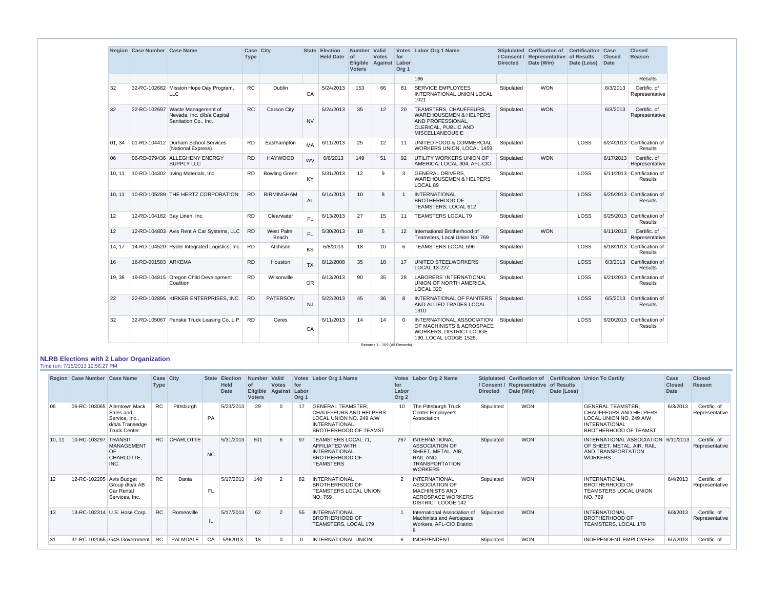| Region | Case Number | Case Name | Case Type | City | State | Election Held Date | Number of Eligible Voters | Valid Votes Against | Votes for Labor Org 1 | Labor Org 1 Name | Stiplulated / Consent / Directed | Cerification of Representative Date (Win) | Certificaiton of Results Date (Loss) | Case Closed Date | Closed Reason |
|---|---|---|---|---|---|---|---|---|---|---|---|---|---|---|---|
| | | | | | | | | | | 186 | | | | | Results |
| 32 | 32-RC-102682 | Mission Hope Day Program, LLC | RC | Dublin | CA | 5/24/2013 | 153 | 66 | 81 | SERVICE EMPLOYEES INTERNATIONAL UNION LOCAL 1021 | Stipulated | WON | | 6/3/2013 | Certific. of Representative |
| 32 | 32-RC-102697 | Waste Management of Nevada, Inc. d/b/a Capital Sanitation Co., Inc. | RC | Carson City | NV | 5/24/2013 | 35 | 12 | 20 | TEAMSTERS, CHAUFFEURS, WAREHOUSEMEN & HELPERS AND PROFESSIONAL, CLERICAL, PUBLIC AND MISCELLANEOUS E | Stipulated | WON | | 6/3/2013 | Certific. of Representative |
| 01, 34 | 01-RD-104412 | Durham School Services (National Express) | RD | Easthampton | MA | 6/11/2013 | 25 | 12 | 11 | UNITED FOOD & COMMERCIAL WORKERS UNION, LOCAL 1459 | Stipulated | | LOSS | 6/24/2013 | Certification of Results |
| 06 | 06-RD-079436 | ALLEGHENY ENERGY SUPPLY LLC | RD | HAYWOOD | WV | 6/6/2013 | 149 | 51 | 92 | UTILITY WORKERS UNION OF AMERICA, LOCAL 304, AFL-CIO | Stipulated | WON | | 6/17/2013 | Certific. of Representative |
| 10, 11 | 10-RD-104302 | Irving Materials, Inc. | RD | Bowling Green | KY | 5/31/2013 | 12 | 9 | 3 | GENERAL DRIVERS, WAREHOUSEMEN & HELPERS LOCAL 89 | Stipulated | | LOSS | 6/11/2013 | Certification of Results |
| 10, 11 | 10-RD-105289 | THE HERTZ CORPORATION | RD | BIRMINGHAM | AL | 6/14/2013 | 10 | 8 | 1 | INTERNATIONAL BROTHERHOOD OF TEAMSTERS, LOCAL 612 | Stipulated | | LOSS | 6/25/2013 | Certification of Results |
| 12 | 12-RD-104182 | Bay Linen, Inc. | RD | Clearwater | FL | 6/13/2013 | 27 | 15 | 11 | TEAMSTERS LOCAL 79 | Stipulated | | LOSS | 6/25/2013 | Certification of Results |
| 12 | 12-RD-104803 | Avis Rent A Car Systems, LLC | RD | West Palm Beach | FL | 5/30/2013 | 18 | 5 | 12 | International Brotherhood of Teamsters, Local Union No. 769 | Stipulated | WON | | 6/11/2013 | Certific. of Representative |
| 14, 17 | 14-RD-104520 | Ryder Integrated Logistics, Inc. | RD | Atchison | KS | 6/8/2013 | 18 | 10 | 6 | TEAMSTERS LOCAL 696 | Stipulated | | LOSS | 6/18/2013 | Certification of Results |
| 16 | 16-RD-001583 | ARKEMA | RD | Houston | TX | 8/12/2008 | 35 | 18 | 17 | UNITED STEELWORKERS LOCAL 13-227 | Stipulated | | LOSS | 6/3/2013 | Certification of Results |
| 19, 36 | 19-RD-104815 | Oregon Child Development Coalition | RD | Wilsonville | OR | 6/13/2013 | 90 | 35 | 28 | LABORERS' INTERNATIONAL UNION OF NORTH AMERICA, LOCAL 320 | Stipulated | | LOSS | 6/21/2013 | Certification of Results |
| 22 | 22-RD-102895 | KIRKER ENTERPRISES, INC. | RD | PATERSON | NJ | 5/22/2013 | 45 | 36 | 8 | INTERNATIONAL OF PAINTERS AND ALLIED TRADES LOCAL 1310 | Stipulated | | LOSS | 6/5/2013 | Certification of Results |
| 32 | 32-RD-105067 | Penske Truck Leasing Co. L.P. | RD | Ceres | CA | 6/11/2013 | 14 | 14 | 0 | INTERNATIONAL ASSOCIATION OF MACHINISTS & AEROSPACE WORKERS, DISTRICT LODGE 190, LOCAL LODGE 1528, | Stipulated | | LOSS | 6/20/2013 | Certification of Results |

Records 1 - 109 (All Records)

## NLRB Elections with 2 Labor Organization

Time run: 7/15/2013 12:56:27 PM

| Region | Case Number | Case Name | Case Type | City | State | Election Held Date | Number of Eligible Voters | Valid Votes Against | Votes for Labor Org 1 | Labor Org 1 Name | Votes for Labor Org 2 | Labor Org 2 Name | Stiplulated / Consent / Directed | Cerification of Representative Date (Win) | Certificaiton of Results Date (Loss) | Union To Certify | Case Closed Date | Closed Reason |
|---|---|---|---|---|---|---|---|---|---|---|---|---|---|---|---|---|---|---|
| 06 | 06-RC-103065 | Allentown Mack Sales and Service, Inc., d/b/a Transedge Truck Center | RC | Pittsburgh | PA | 5/23/2013 | 29 | 0 | 17 | GENERAL TEAMSTER, CHAUFFEURS AND HELPERS LOCAL UNION NO. 249 A/W INTERNATIONAL BROTHERHOOD OF TEAMST | 10 | The Pittsburgh Truck Center Employee's Association | Stipulated | WON | | GENERAL TEAMSTER, CHAUFFEURS AND HELPERS LOCAL UNION NO. 249 A/W INTERNATIONAL BROTHERHOOD OF TEAMST | 6/3/2013 | Certific. of Representative |
| 10, 11 | 10-RC-103297 | TRANSIT MANAGEMENT OF CHARLOTTE, INC. | RC | CHARLOTTE | NC | 5/31/2013 | 601 | 6 | 97 | TEAMSTERS LOCAL 71, AFFILIATED WITH INTERNATIONAL BROTHERHOOD OF TEAMSTERS | 267 | INTERNATIONAL ASSOCIATION OF SHEET, METAL, AIR, RAIL AND TRANSPORTATION WORKERS | Stipulated | WON | | INTERNATIONAL ASSOCIATION OF SHEET, METAL, AIR, RAIL AND TRANSPORTATION WORKERS | 6/11/2013 | Certific. of Representative |
| 12 | 12-RC-102205 | Avis Budget Group d/b/a AB Car Rental Services, Inc. | RC | Dania | FL | 5/17/2013 | 140 | 2 | 82 | INTERNATIONAL BROTHERHOOD OF TEAMSTERS LOCAL UNION NO. 769 | 2 | INTERNATIONAL ASSOCIATION OF MACHINISTS AND AEROSPACE WORKERS, DISTRICT LODGE 142 | Stipulated | WON | | INTERNATIONAL BROTHERHOOD OF TEAMSTERS LOCAL UNION NO. 769 | 6/4/2013 | Certific. of Representative |
| 13 | 13-RC-102314 | U.S. Hose Corp. | RC | Romeoville | IL | 5/17/2013 | 62 | 2 | 55 | INTERNATIONAL BROTHERHOOD OF TEAMSTERS, LOCAL 179 | 1 | International Association of Machinists and Aerospace Workers, AFL-CIO District 8 | Stipulated | WON | | INTERNATIONAL BROTHERHOOD OF TEAMSTERS, LOCAL 179 | 6/3/2013 | Certific. of Representative |
| 31 | 31-RC-102066 | G4S Government | RC | PALMDALE | CA | 5/9/2013 | 18 | 0 | 0 | INTERNATIONAL UNION, | 6 | INDEPENDENT | Stipulated | WON | | INDEPENDENT EMPLOYEES | 6/7/2013 | Certific. of |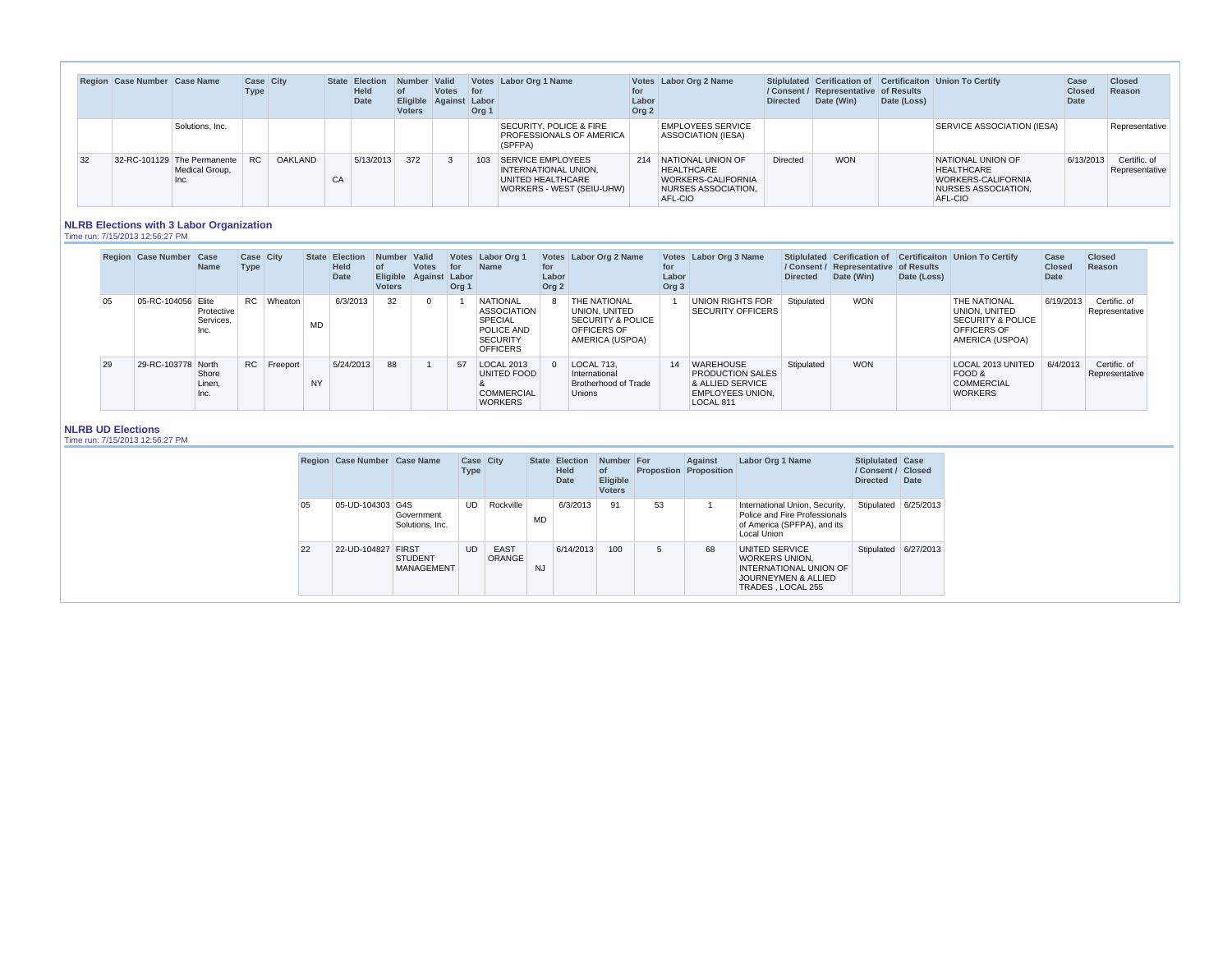| Region | Case Number | Case Name | Case Type | City | State | Election Held Date | Number of Eligible Voters | Valid Votes Against | Votes for Labor Org 1 | Labor Org 1 Name | Votes for Labor Org 2 | Labor Org 2 Name | Stiplulated / Consent / Directed | Cerification of Representative Date (Win) | Certificaiton of Results Date (Loss) | Union To Certify | Case Closed Date | Closed Reason |
|---|---|---|---|---|---|---|---|---|---|---|---|---|---|---|---|---|---|---|
| | | Solutions, Inc. | | | | | | | | SECURITY, POLICE & FIRE PROFESSIONALS OF AMERICA (SPFPA) | | EMPLOYEES SERVICE ASSOCIATION (IESA) | | | | SERVICE ASSOCIATION (IESA) | | Representative |
| 32 | 32-RC-101129 | The Permanente Medical Group, Inc. | RC | OAKLAND | CA | 5/13/2013 | 372 | 3 | 103 | SERVICE EMPLOYEES INTERNATIONAL UNION, UNITED HEALTHCARE WORKERS - WEST (SEIU-UHW) | 214 | NATIONAL UNION OF HEALTHCARE WORKERS-CALIFORNIA NURSES ASSOCIATION, AFL-CIO | Directed | WON | | NATIONAL UNION OF HEALTHCARE WORKERS-CALIFORNIA NURSES ASSOCIATION, AFL-CIO | 6/13/2013 | Certific. of Representative |

## NLRB Elections with 3 Labor Organization

Time run: 7/15/2013 12:56:27 PM

| Region | Case Number | Case Name | Case Type | City | State | Election Held Date | Number of Eligible Voters | Valid Votes Against | Votes for Labor Org 1 | Labor Org 1 Name | Votes for Labor Org 2 | Labor Org 2 Name | Votes for Labor Org 3 | Labor Org 3 Name | Stiplulated / Consent / Directed | Cerification of Representative Date (Win) | Certificaiton of Results Date (Loss) | Union To Certify | Case Closed Date | Closed Reason |
|---|---|---|---|---|---|---|---|---|---|---|---|---|---|---|---|---|---|---|---|---|
| 05 | 05-RC-104056 | Elite Protective Services, Inc. | RC | Wheaton | MD | 6/3/2013 | 32 | 0 | 1 | NATIONAL ASSOCIATION SPECIAL POLICE AND SECURITY OFFICERS | 8 | THE NATIONAL UNION, UNITED SECURITY & POLICE OFFICERS OF AMERICA (USPOA) | 1 | UNION RIGHTS FOR SECURITY OFFICERS | Stipulated | WON | | THE NATIONAL UNION, UNITED SECURITY & POLICE OFFICERS OF AMERICA (USPOA) | 6/19/2013 | Certific. of Representative |
| 29 | 29-RC-103778 | North Shore Linen, Inc. | RC | Freeport | NY | 5/24/2013 | 88 | 1 | 57 | LOCAL 2013 UNITED FOOD & COMMERCIAL WORKERS | 0 | LOCAL 713, International Brotherhood of Trade Unions | 14 | WAREHOUSE PRODUCTION SALES & ALLIED SERVICE EMPLOYEES UNION, LOCAL 811 | Stipulated | WON | | LOCAL 2013 UNITED FOOD & COMMERCIAL WORKERS | 6/4/2013 | Certific. of Representative |

## NLRB UD Elections

Time run: 7/15/2013 12:56:27 PM

| Region | Case Number | Case Name | Case Type | City | State | Election Held Date | Number of Eligible Voters | For Propostion | Against Proposition | Labor Org 1 Name | Stiplulated / Consent / Directed | Case Closed Date |
|---|---|---|---|---|---|---|---|---|---|---|---|---|
| 05 | 05-UD-104303 | G4S Government Solutions, Inc. | UD | Rockville | MD | 6/3/2013 | 91 | 53 | 1 | International Union, Security, Police and Fire Professionals of America (SPFPA), and its Local Union | Stipulated | 6/25/2013 |
| 22 | 22-UD-104827 | FIRST STUDENT MANAGEMENT | UD | EAST ORANGE | NJ | 6/14/2013 | 100 | 5 | 68 | UNITED SERVICE WORKERS UNION, INTERNATIONAL UNION OF JOURNEYMEN & ALLIED TRADES , LOCAL 255 | Stipulated | 6/27/2013 |